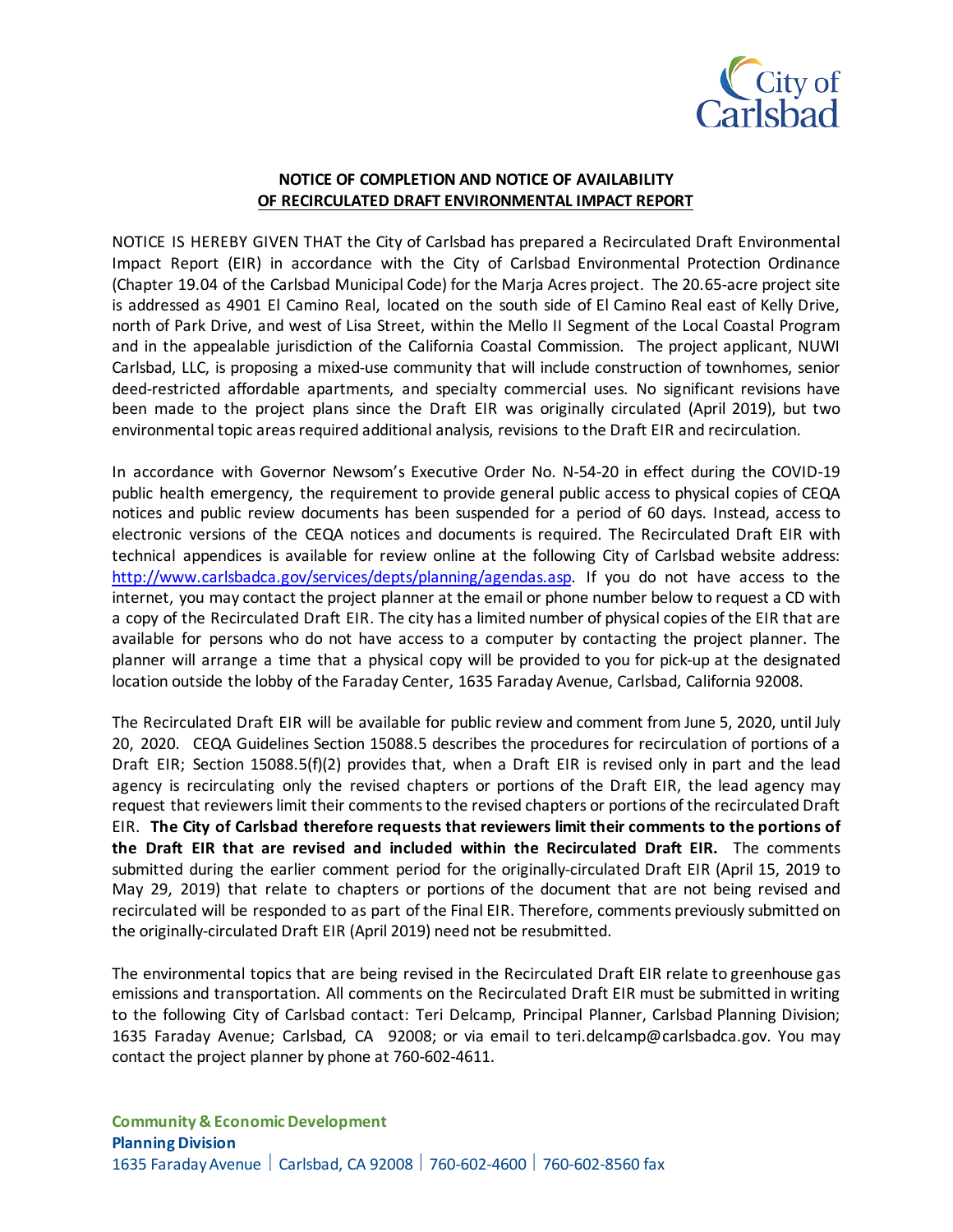City of Carlsbad

## NOTICE OF COMPLETION AND NOTICE OF AVAILABILITY OF RECIRCULATED DRAFT ENVIRONMENTAL IMPACT REPORT

NOTICE IS HEREBY GIVEN THAT the City of Carlsbad has prepared a Recirculated Draft Environmental Impact Report (EIR) in accordance with the City of Carlsbad Environmental Protection Ordinance (Chapter 19.04 of the Carlsbad Municipal Code) for the Marja Acres project. The 20.65-acre project site is addressed as 4901 El Camino Real, located on the south side of El Camino Real east of Kelly Drive, north of Park Drive, and west of Lisa Street, within the Mello II Segment of the Local Coastal Program and in the appealable jurisdiction of the California Coastal Commission. The project applicant, NUWI Carlsbad, LLC, is proposing a mixed-use community that will include construction of townhomes, senior deed-restricted affordable apartments, and specialty commercial uses. No significant revisions have been made to the project plans since the Draft EIR was originally circulated (April 2019), but two environmental topic areas required additional analysis, revisions to the Draft EIR and recirculation.

In accordance with Governor Newsom's Executive Order No. N-54-20 in effect during the COVID-19 public health emergency, the requirement to provide general public access to physical copies of CEQA notices and public review documents has been suspended for a period of 60 days. Instead, access to electronic versions of the CEQA notices and documents is required. The Recirculated Draft EIR with technical appendices is available for review online at the following City of Carlsbad website address: http://www.carlsbadca.gov/services/depts/planning/agendas.asp. If you do not have access to the internet, you may contact the project planner at the email or phone number below to request a CD with a copy of the Recirculated Draft EIR. The city has a limited number of physical copies of the EIR that are available for persons who do not have access to a computer by contacting the project planner. The planner will arrange a time that a physical copy will be provided to you for pick-up at the designated location outside the lobby of the Faraday Center, 1635 Faraday Avenue, Carlsbad, California 92008.

The Recirculated Draft EIR will be available for public review and comment from June 5, 2020, until July 20, 2020. CEQA Guidelines Section 15088.5 describes the procedures for recirculation of portions of a Draft EIR; Section 15088.5(f)(2) provides that, when a Draft EIR is revised only in part and the lead agency is recirculating only the revised chapters or portions of the Draft EIR, the lead agency may request that reviewers limit their comments to the revised chapters or portions of the recirculated Draft EIR. **The City of Carlsbad therefore requests that reviewers limit their comments to the portions of the Draft EIR that are revised and included within the Recirculated Draft EIR.** The comments submitted during the earlier comment period for the originally-circulated Draft EIR (April 15, 2019 to May 29, 2019) that relate to chapters or portions of the document that are not being revised and recirculated will be responded to as part of the Final EIR. Therefore, comments previously submitted on the originally-circulated Draft EIR (April 2019) need not be resubmitted.

The environmental topics that are being revised in the Recirculated Draft EIR relate to greenhouse gas emissions and transportation. All comments on the Recirculated Draft EIR must be submitted in writing to the following City of Carlsbad contact: Teri Delcamp, Principal Planner, Carlsbad Planning Division; 1635 Faraday Avenue; Carlsbad, CA 92008; or via email to teri.delcamp@carlsbadca.gov. You may contact the project planner by phone at 760-602-4611.

**Community & Economic Development**
**Planning Division**
1635 Faraday Avenue | Carlsbad, CA 92008 | 760-602-4600 | 760-602-8560 fax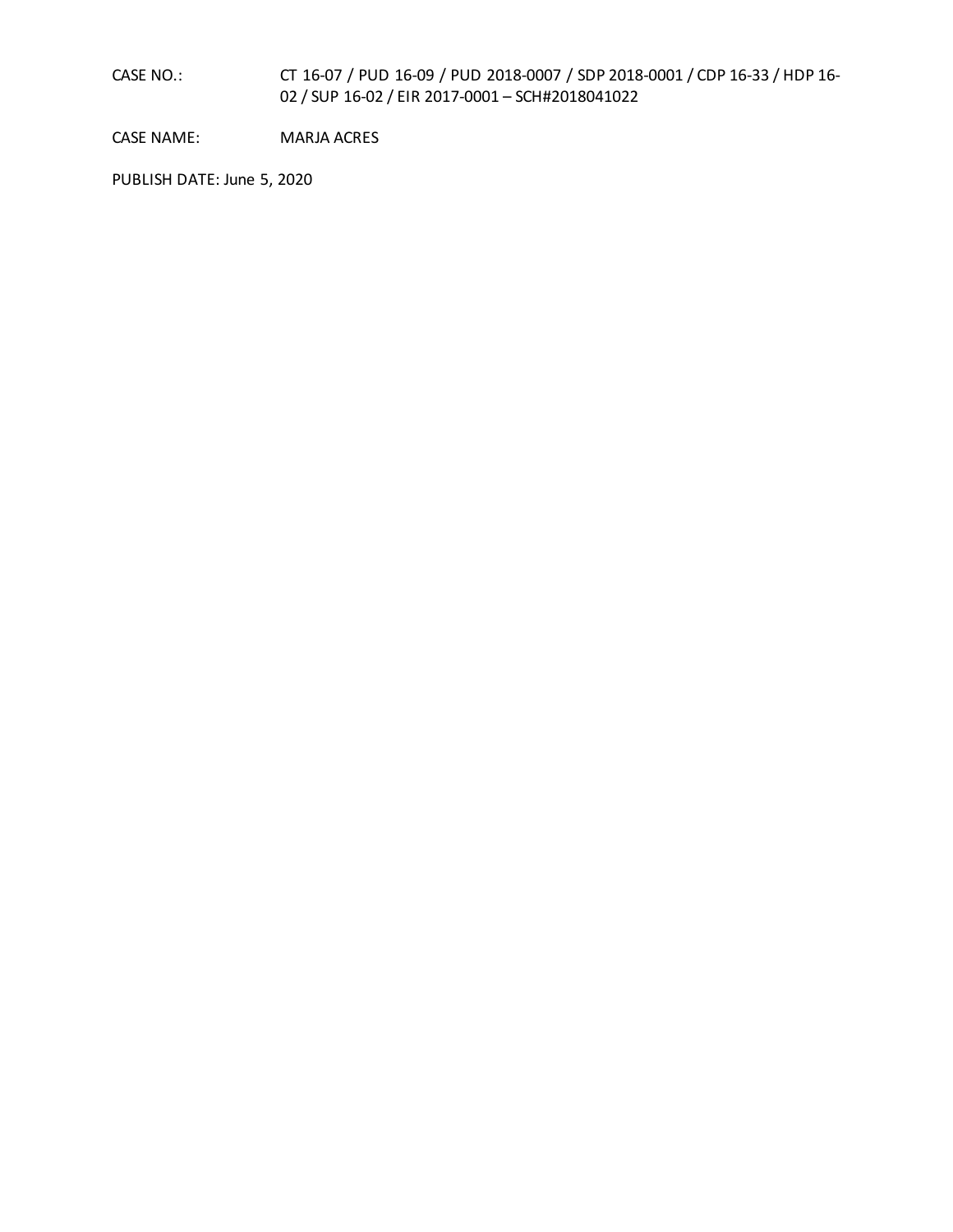CASE NO.: CT 16-07 / PUD 16-09 / PUD 2018-0007 / SDP 2018-0001 / CDP 16-33 / HDP 16-02 / SUP 16-02 / EIR 2017-0001 – SCH#2018041022

CASE NAME: MARJA ACRES

PUBLISH DATE: June 5, 2020